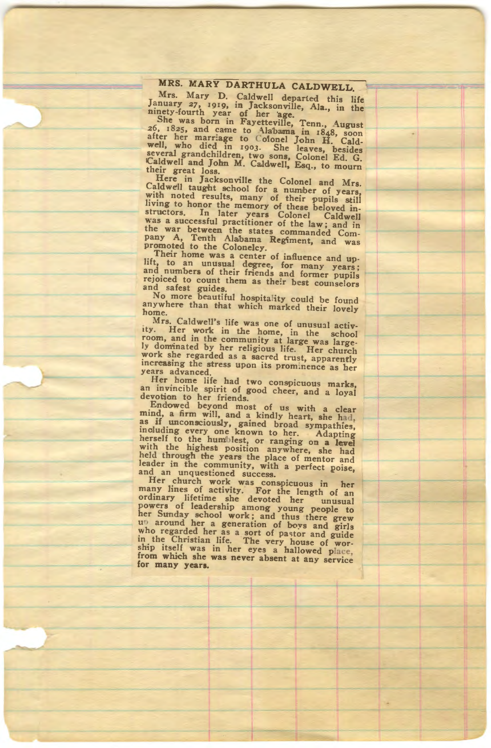## MRS. MARY DARTHULA CALDWELL.

Mrs. Mary D. Caldwell departed this life January 27, 1919, in Jacksonville, Ala., in the ninety-fourth year of her age.

She was born in Fayetteville, Tenn., August 26, 1825, and came to Alabama in 1848, soon after her marriage to Colonel John H. Caldwell, who died in 1903. She leaves, besides several grandchildren, two sons, Colonel Ed. G. Caldwell and John M. Caldwell, Esq., to mourn their great loss.

Here in Jacksonville the Colonel and Mrs. Caldwell taught school for a number of years, with noted results, many of their pupils still living to honor the memory of these beloved instructors. In later years Colonel Caldwell was a successful practitioner of the law; and in the war between the states commanded Company A, Tenth Alabama Regiment, and was promoted to the Colonelcy.

Their home was a center of influence and uplift, to an unusual degree, for many years; and numbers of their friends and former pupils rejoiced to count them as their best counselors and safest guides.

No more beautiful hospitality could be found anywhere than that which marked their lovely home.

Mrs. Caldwell's life was one of unusual activity. Her work in the home, in the school room, and in the community at large was largely dominated by her religious life. Her church work she regarded as a sacred trust, apparently increasing the stress upon its prominence as her years advanced.

Her home life had two conspicuous marks, an invincible spirit of good cheer, and a loyal devotion to her friends.

Endowed beyond most of us with a clear mind, a firm will, and a kindly heart, she had, as if unconsciously, gained broad sympathies, including every one known to her. Adapting herself to the humblest, or ranging on a level with the highest position anywhere, she had held through the years the place of mentor and leader in the community, with a perfect poise, and an unquestioned success.

Her church work was conspicuous in her many lines of activity. For the length of an ordinary lifetime she devoted her unusual powers of leadership among young people to her Sunday school work; and thus there grew up around her a generation of boys and girls who regarded her as a sort of pastor and guide in the Christian life. The very house of worship itself was in her eyes a hallowed place, from which she was never absent at any service for many years.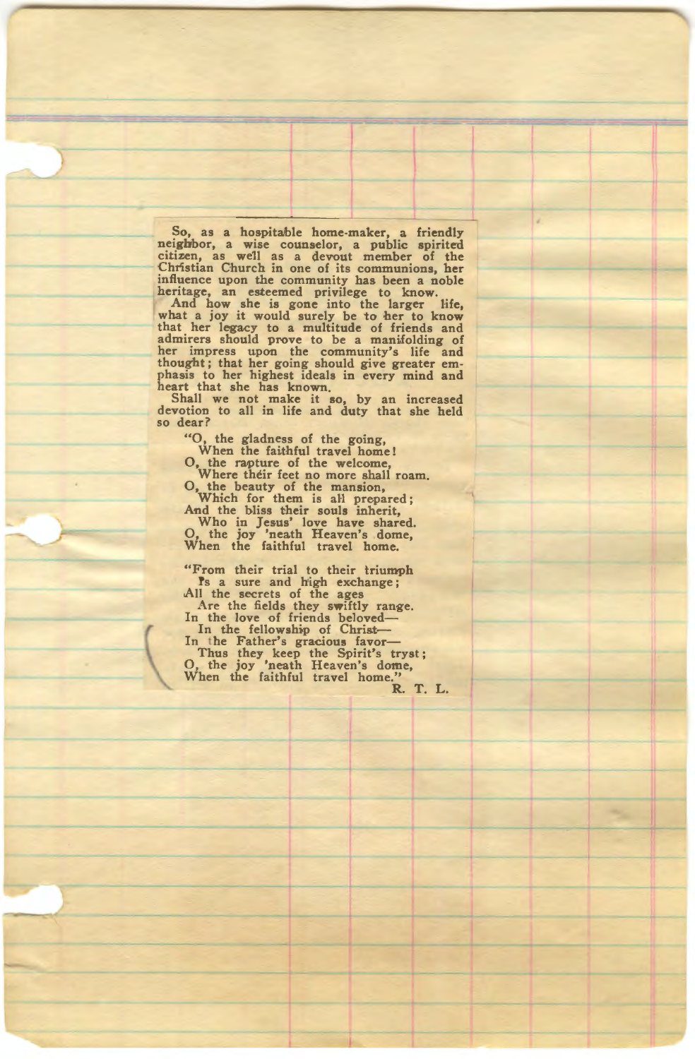So, as a hospitable home-maker, a friendly neighbor, a wise counselor, a public spirited citizen, as well as a devout member of the Christian Church in one of its communions, her influence upon the community has been a noble heritage, an esteemed privilege to know.

And how she is gone into the larger life, what a joy it would surely be to her to know that her legacy to a multitude of friends and admirers should prove to be a manifolding of her impress upon the community's life and thought; that her going should give greater emphasis to her highest ideals in every mind and heart that she has known.

Shall we not make it so, by an increased devotion to all in life and duty that she held so dear?

"O, the gladness of the going,
 When the faithful travel home!
O, the rapture of the welcome,
 Where their feet no more shall roam.
O, the beauty of the mansion,
 Which for them is all prepared;
And the bliss their souls inherit,
 Who in Jesus' love have shared.
O, the joy 'neath Heaven's dome,
When the faithful travel home.

"From their trial to their triumph
 Is a sure and high exchange;
All the secrets of the ages
 Are the fields they swiftly range.
In the love of friends beloved—
 In the fellowship of Christ—
In the Father's gracious favor—
 Thus they keep the Spirit's tryst;
O, the joy 'neath Heaven's dome,
When the faithful travel home."

R. T. L.